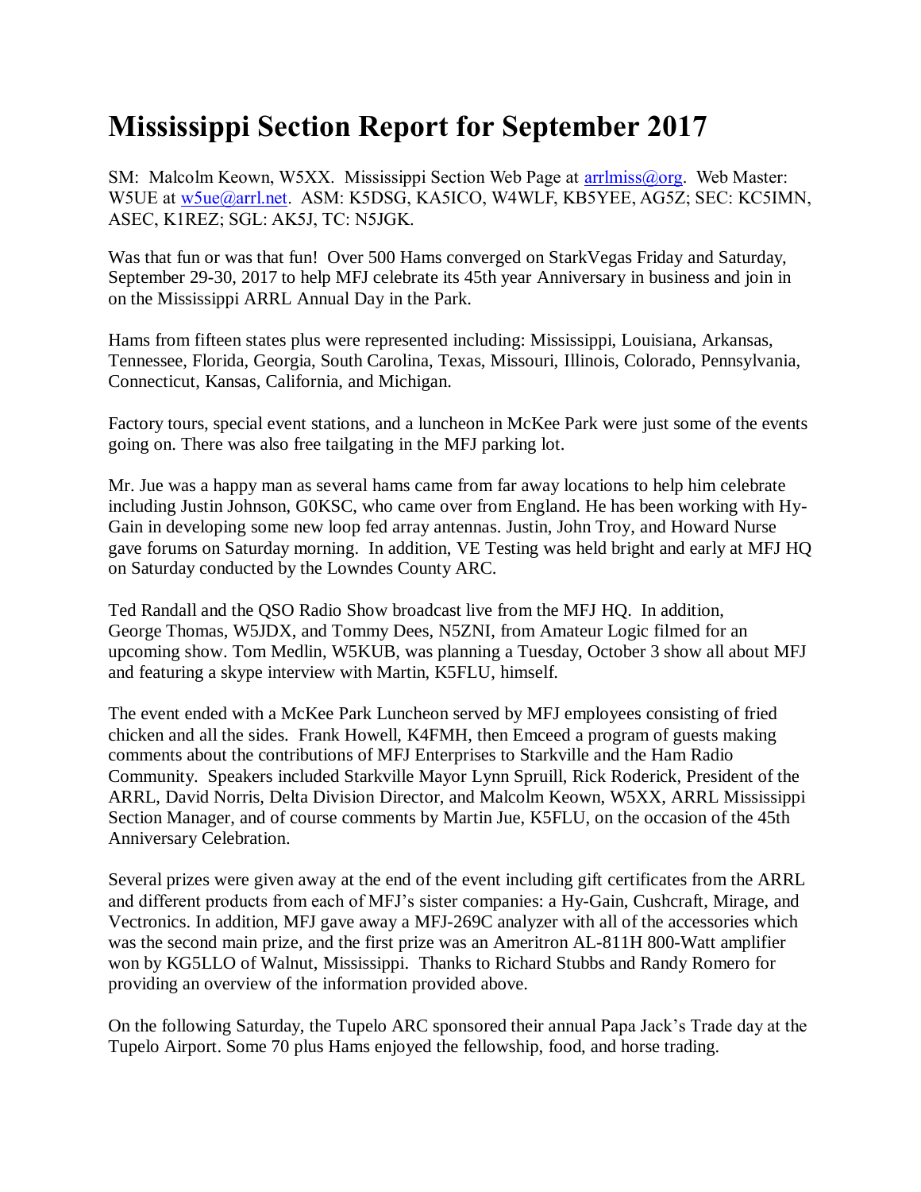# Mississippi Section Report for September 2017

SM: Malcolm Keown, W5XX. Mississippi Section Web Page at arrlmiss@org. Web Master: W5UE at w5ue@arrl.net. ASM: K5DSG, KA5ICO, W4WLF, KB5YEE, AG5Z; SEC: KC5IMN, ASEC, K1REZ; SGL: AK5J, TC: N5JGK.

Was that fun or was that fun! Over 500 Hams converged on StarkVegas Friday and Saturday, September 29-30, 2017 to help MFJ celebrate its 45th year Anniversary in business and join in on the Mississippi ARRL Annual Day in the Park.

Hams from fifteen states plus were represented including: Mississippi, Louisiana, Arkansas, Tennessee, Florida, Georgia, South Carolina, Texas, Missouri, Illinois, Colorado, Pennsylvania, Connecticut, Kansas, California, and Michigan.

Factory tours, special event stations, and a luncheon in McKee Park were just some of the events going on. There was also free tailgating in the MFJ parking lot.

Mr. Jue was a happy man as several hams came from far away locations to help him celebrate including Justin Johnson, G0KSC, who came over from England. He has been working with Hy-Gain in developing some new loop fed array antennas. Justin, John Troy, and Howard Nurse gave forums on Saturday morning. In addition, VE Testing was held bright and early at MFJ HQ on Saturday conducted by the Lowndes County ARC.

Ted Randall and the QSO Radio Show broadcast live from the MFJ HQ. In addition, George Thomas, W5JDX, and Tommy Dees, N5ZNI, from Amateur Logic filmed for an upcoming show. Tom Medlin, W5KUB, was planning a Tuesday, October 3 show all about MFJ and featuring a skype interview with Martin, K5FLU, himself.

The event ended with a McKee Park Luncheon served by MFJ employees consisting of fried chicken and all the sides. Frank Howell, K4FMH, then Emceed a program of guests making comments about the contributions of MFJ Enterprises to Starkville and the Ham Radio Community. Speakers included Starkville Mayor Lynn Spruill, Rick Roderick, President of the ARRL, David Norris, Delta Division Director, and Malcolm Keown, W5XX, ARRL Mississippi Section Manager, and of course comments by Martin Jue, K5FLU, on the occasion of the 45th Anniversary Celebration.

Several prizes were given away at the end of the event including gift certificates from the ARRL and different products from each of MFJ's sister companies: a Hy-Gain, Cushcraft, Mirage, and Vectronics. In addition, MFJ gave away a MFJ-269C analyzer with all of the accessories which was the second main prize, and the first prize was an Ameritron AL-811H 800-Watt amplifier won by KG5LLO of Walnut, Mississippi. Thanks to Richard Stubbs and Randy Romero for providing an overview of the information provided above.

On the following Saturday, the Tupelo ARC sponsored their annual Papa Jack's Trade day at the Tupelo Airport. Some 70 plus Hams enjoyed the fellowship, food, and horse trading.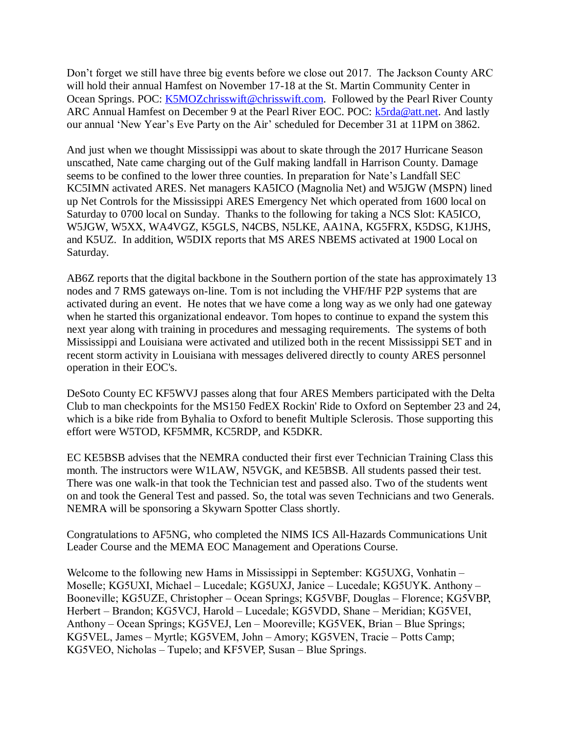Don't forget we still have three big events before we close out 2017. The Jackson County ARC will hold their annual Hamfest on November 17-18 at the St. Martin Community Center in Ocean Springs. POC: K5MOZchrisswift@chrisswift.com. Followed by the Pearl River County ARC Annual Hamfest on December 9 at the Pearl River EOC. POC: k5rda@att.net. And lastly our annual 'New Year's Eve Party on the Air' scheduled for December 31 at 11PM on 3862.

And just when we thought Mississippi was about to skate through the 2017 Hurricane Season unscathed, Nate came charging out of the Gulf making landfall in Harrison County. Damage seems to be confined to the lower three counties. In preparation for Nate's Landfall SEC KC5IMN activated ARES. Net managers KA5ICO (Magnolia Net) and W5JGW (MSPN) lined up Net Controls for the Mississippi ARES Emergency Net which operated from 1600 local on Saturday to 0700 local on Sunday. Thanks to the following for taking a NCS Slot: KA5ICO, W5JGW, W5XX, WA4VGZ, K5GLS, N4CBS, N5LKE, AA1NA, KG5FRX, K5DSG, K1JHS, and K5UZ. In addition, W5DIX reports that MS ARES NBEMS activated at 1900 Local on Saturday.

AB6Z reports that the digital backbone in the Southern portion of the state has approximately 13 nodes and 7 RMS gateways on-line. Tom is not including the VHF/HF P2P systems that are activated during an event. He notes that we have come a long way as we only had one gateway when he started this organizational endeavor. Tom hopes to continue to expand the system this next year along with training in procedures and messaging requirements. The systems of both Mississippi and Louisiana were activated and utilized both in the recent Mississippi SET and in recent storm activity in Louisiana with messages delivered directly to county ARES personnel operation in their EOC's.

DeSoto County EC KF5WVJ passes along that four ARES Members participated with the Delta Club to man checkpoints for the MS150 FedEX Rockin' Ride to Oxford on September 23 and 24, which is a bike ride from Byhalia to Oxford to benefit Multiple Sclerosis. Those supporting this effort were W5TOD, KF5MMR, KC5RDP, and K5DKR.

EC KE5BSB advises that the NEMRA conducted their first ever Technician Training Class this month. The instructors were W1LAW, N5VGK, and KE5BSB. All students passed their test. There was one walk-in that took the Technician test and passed also. Two of the students went on and took the General Test and passed. So, the total was seven Technicians and two Generals. NEMRA will be sponsoring a Skywarn Spotter Class shortly.

Congratulations to AF5NG, who completed the NIMS ICS All-Hazards Communications Unit Leader Course and the MEMA EOC Management and Operations Course.

Welcome to the following new Hams in Mississippi in September: KG5UXG, Vonhatin – Moselle; KG5UXI, Michael – Lucedale; KG5UXJ, Janice – Lucedale; KG5UYK. Anthony – Booneville; KG5UZE, Christopher – Ocean Springs; KG5VBF, Douglas – Florence; KG5VBP, Herbert – Brandon; KG5VCJ, Harold – Lucedale; KG5VDD, Shane – Meridian; KG5VEI, Anthony – Ocean Springs; KG5VEJ, Len – Mooreville; KG5VEK, Brian – Blue Springs; KG5VEL, James – Myrtle; KG5VEM, John – Amory; KG5VEN, Tracie – Potts Camp; KG5VEO, Nicholas – Tupelo; and KF5VEP, Susan – Blue Springs.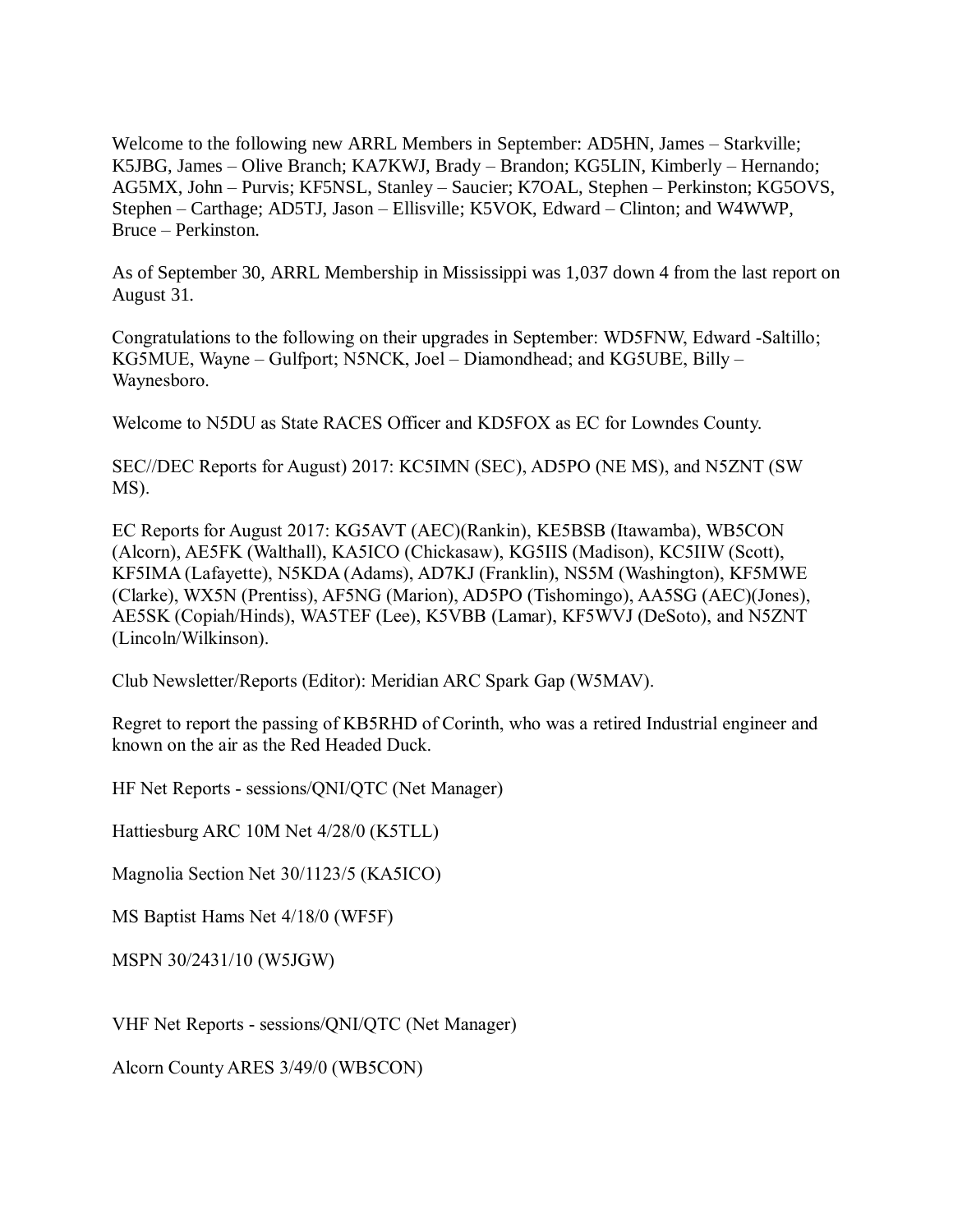Welcome to the following new ARRL Members in September: AD5HN, James – Starkville; K5JBG, James – Olive Branch; KA7KWJ, Brady – Brandon; KG5LIN, Kimberly – Hernando; AG5MX, John – Purvis; KF5NSL, Stanley – Saucier; K7OAL, Stephen – Perkinston; KG5OVS, Stephen – Carthage; AD5TJ, Jason – Ellisville; K5VOK, Edward – Clinton; and W4WWP, Bruce – Perkinston.

As of September 30, ARRL Membership in Mississippi was 1,037 down 4 from the last report on August 31.

Congratulations to the following on their upgrades in September: WD5FNW, Edward -Saltillo; KG5MUE, Wayne – Gulfport; N5NCK, Joel – Diamondhead; and KG5UBE, Billy – Waynesboro.

Welcome to N5DU as State RACES Officer and KD5FOX as EC for Lowndes County.

SEC//DEC Reports for August) 2017: KC5IMN (SEC), AD5PO (NE MS), and N5ZNT (SW MS).

EC Reports for August 2017: KG5AVT (AEC)(Rankin), KE5BSB (Itawamba), WB5CON (Alcorn), AE5FK (Walthall), KA5ICO (Chickasaw), KG5IIS (Madison), KC5IIW (Scott), KF5IMA (Lafayette), N5KDA (Adams), AD7KJ (Franklin), NS5M (Washington), KF5MWE (Clarke), WX5N (Prentiss), AF5NG (Marion), AD5PO (Tishomingo), AA5SG (AEC)(Jones), AE5SK (Copiah/Hinds), WA5TEF (Lee), K5VBB (Lamar), KF5WVJ (DeSoto), and N5ZNT (Lincoln/Wilkinson).

Club Newsletter/Reports (Editor): Meridian ARC Spark Gap (W5MAV).

Regret to report the passing of KB5RHD of Corinth, who was a retired Industrial engineer and known on the air as the Red Headed Duck.

HF Net Reports - sessions/QNI/QTC (Net Manager)

Hattiesburg ARC 10M Net 4/28/0 (K5TLL)

Magnolia Section Net 30/1123/5 (KA5ICO)

MS Baptist Hams Net 4/18/0 (WF5F)

MSPN 30/2431/10 (W5JGW)

VHF Net Reports - sessions/QNI/QTC (Net Manager)

Alcorn County ARES 3/49/0 (WB5CON)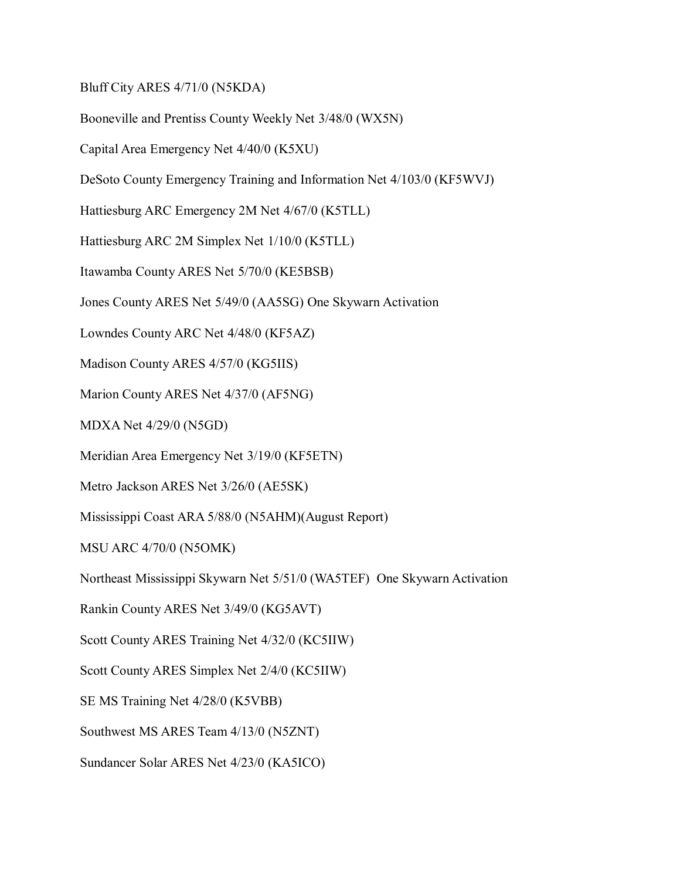Bluff City ARES 4/71/0 (N5KDA)

Booneville and Prentiss County Weekly Net 3/48/0 (WX5N)

Capital Area Emergency Net 4/40/0 (K5XU)

DeSoto County Emergency Training and Information Net 4/103/0 (KF5WVJ)

Hattiesburg ARC Emergency 2M Net 4/67/0 (K5TLL)

Hattiesburg ARC 2M Simplex Net 1/10/0 (K5TLL)

Itawamba County ARES Net 5/70/0 (KE5BSB)

Jones County ARES Net 5/49/0 (AA5SG) One Skywarn Activation

Lowndes County ARC Net 4/48/0 (KF5AZ)

Madison County ARES 4/57/0 (KG5IIS)

Marion County ARES Net 4/37/0 (AF5NG)

MDXA Net 4/29/0 (N5GD)

Meridian Area Emergency Net 3/19/0 (KF5ETN)

Metro Jackson ARES Net 3/26/0 (AE5SK)

Mississippi Coast ARA 5/88/0 (N5AHM)(August Report)

MSU ARC 4/70/0 (N5OMK)

Northeast Mississippi Skywarn Net 5/51/0 (WA5TEF) One Skywarn Activation

Rankin County ARES Net 3/49/0 (KG5AVT)

Scott County ARES Training Net 4/32/0 (KC5IIW)

Scott County ARES Simplex Net 2/4/0 (KC5IIW)

SE MS Training Net 4/28/0 (K5VBB)

Southwest MS ARES Team 4/13/0 (N5ZNT)

Sundancer Solar ARES Net 4/23/0 (KA5ICO)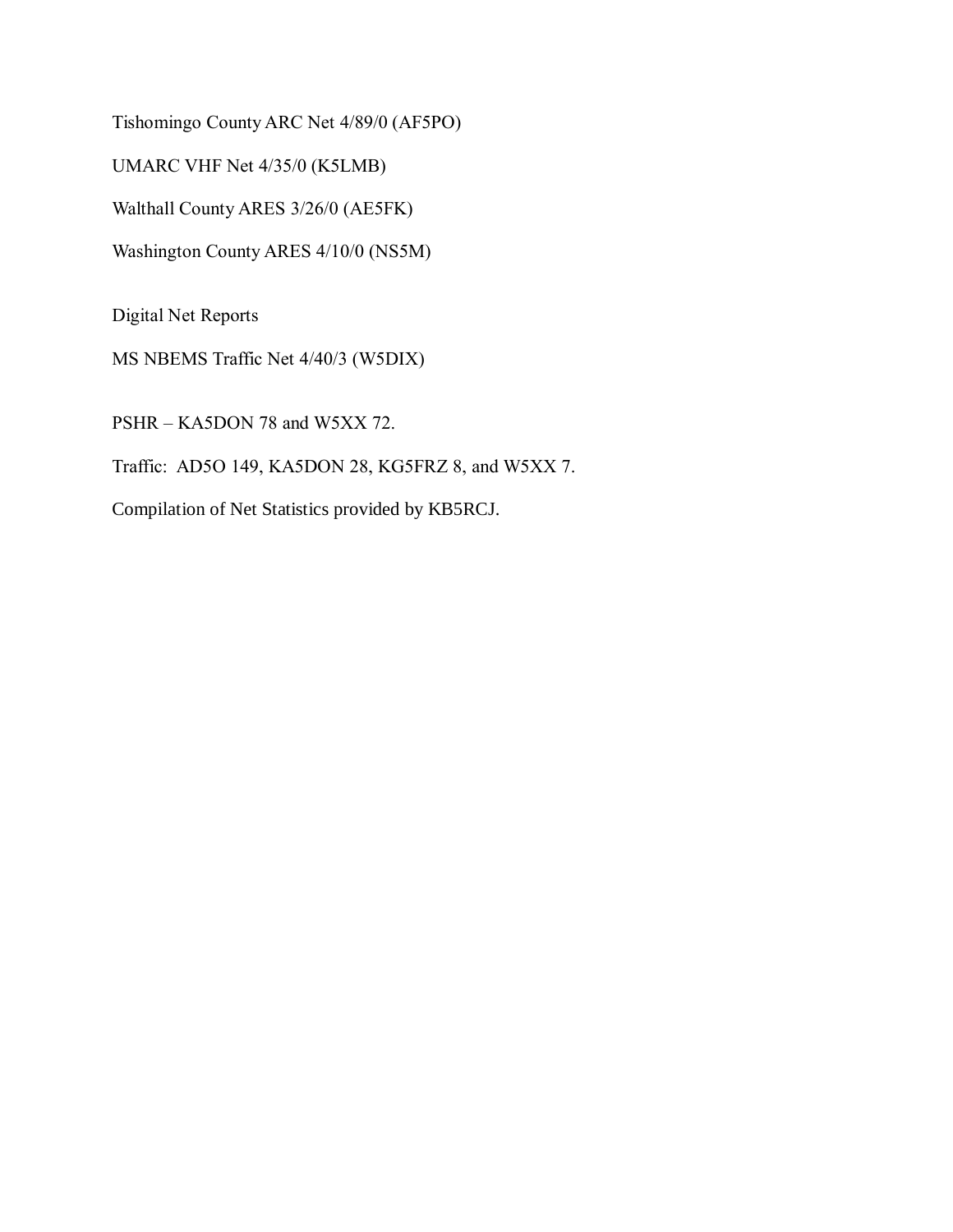Tishomingo County ARC Net 4/89/0 (AF5PO)

UMARC VHF Net 4/35/0 (K5LMB)

Walthall County ARES 3/26/0 (AE5FK)

Washington County ARES 4/10/0 (NS5M)

Digital Net Reports

MS NBEMS Traffic Net 4/40/3 (W5DIX)

PSHR – KA5DON 78 and W5XX 72.

Traffic:  AD5O 149, KA5DON 28, KG5FRZ 8, and W5XX 7.

Compilation of Net Statistics provided by KB5RCJ.